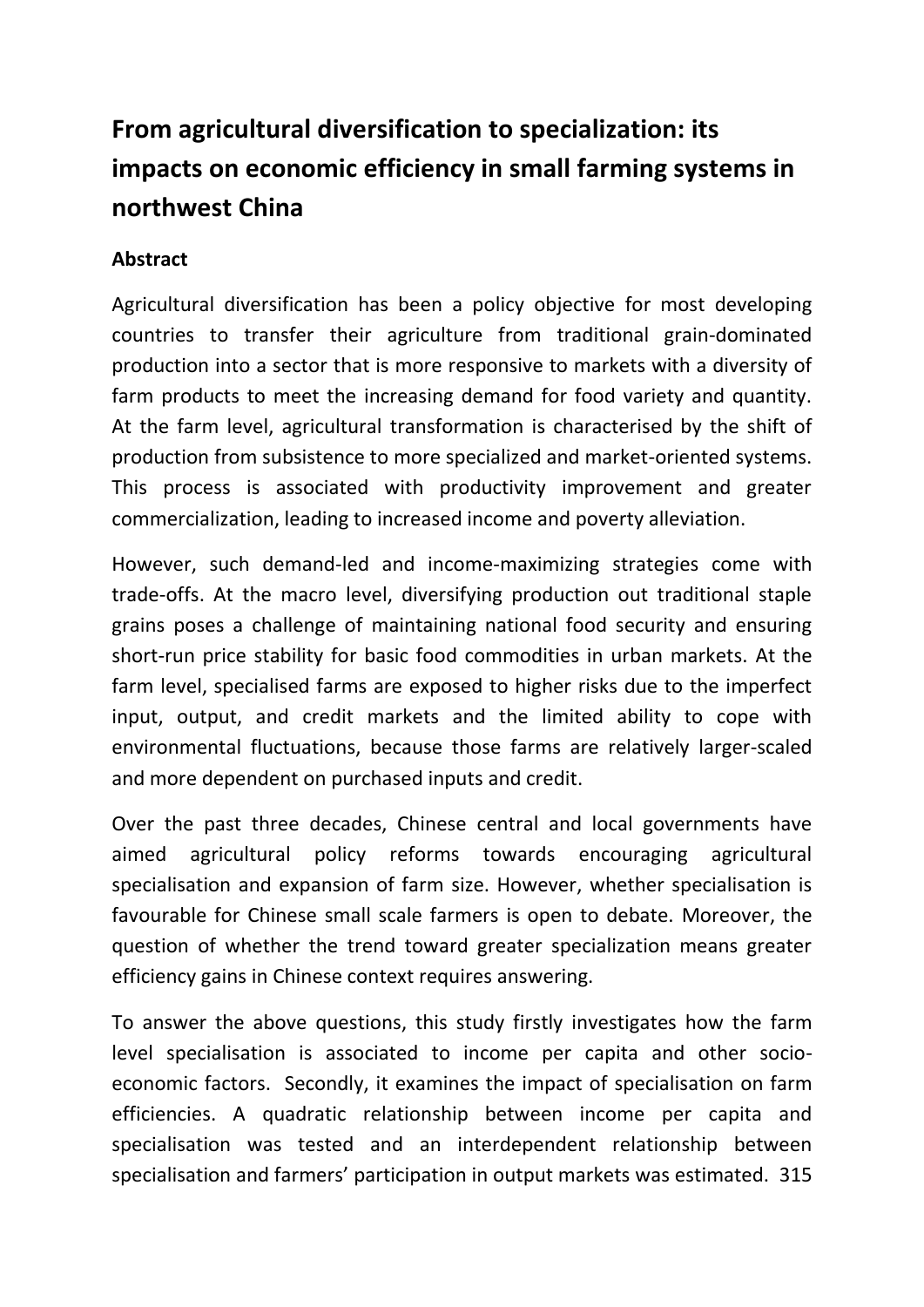# From agricultural diversification to specialization: its impacts on economic efficiency in small farming systems in northwest China

## Abstract

Agricultural diversification has been a policy objective for most developing countries to transfer their agriculture from traditional grain-dominated production into a sector that is more responsive to markets with a diversity of farm products to meet the increasing demand for food variety and quantity. At the farm level, agricultural transformation is characterised by the shift of production from subsistence to more specialized and market-oriented systems. This process is associated with productivity improvement and greater commercialization, leading to increased income and poverty alleviation.

However, such demand-led and income-maximizing strategies come with trade-offs. At the macro level, diversifying production out traditional staple grains poses a challenge of maintaining national food security and ensuring short-run price stability for basic food commodities in urban markets. At the farm level, specialised farms are exposed to higher risks due to the imperfect input, output, and credit markets and the limited ability to cope with environmental fluctuations, because those farms are relatively larger-scaled and more dependent on purchased inputs and credit.

Over the past three decades, Chinese central and local governments have aimed agricultural policy reforms towards encouraging agricultural specialisation and expansion of farm size. However, whether specialisation is favourable for Chinese small scale farmers is open to debate. Moreover, the question of whether the trend toward greater specialization means greater efficiency gains in Chinese context requires answering.

To answer the above questions, this study firstly investigates how the farm level specialisation is associated to income per capita and other socio-economic factors. Secondly, it examines the impact of specialisation on farm efficiencies. A quadratic relationship between income per capita and specialisation was tested and an interdependent relationship between specialisation and farmers' participation in output markets was estimated. 315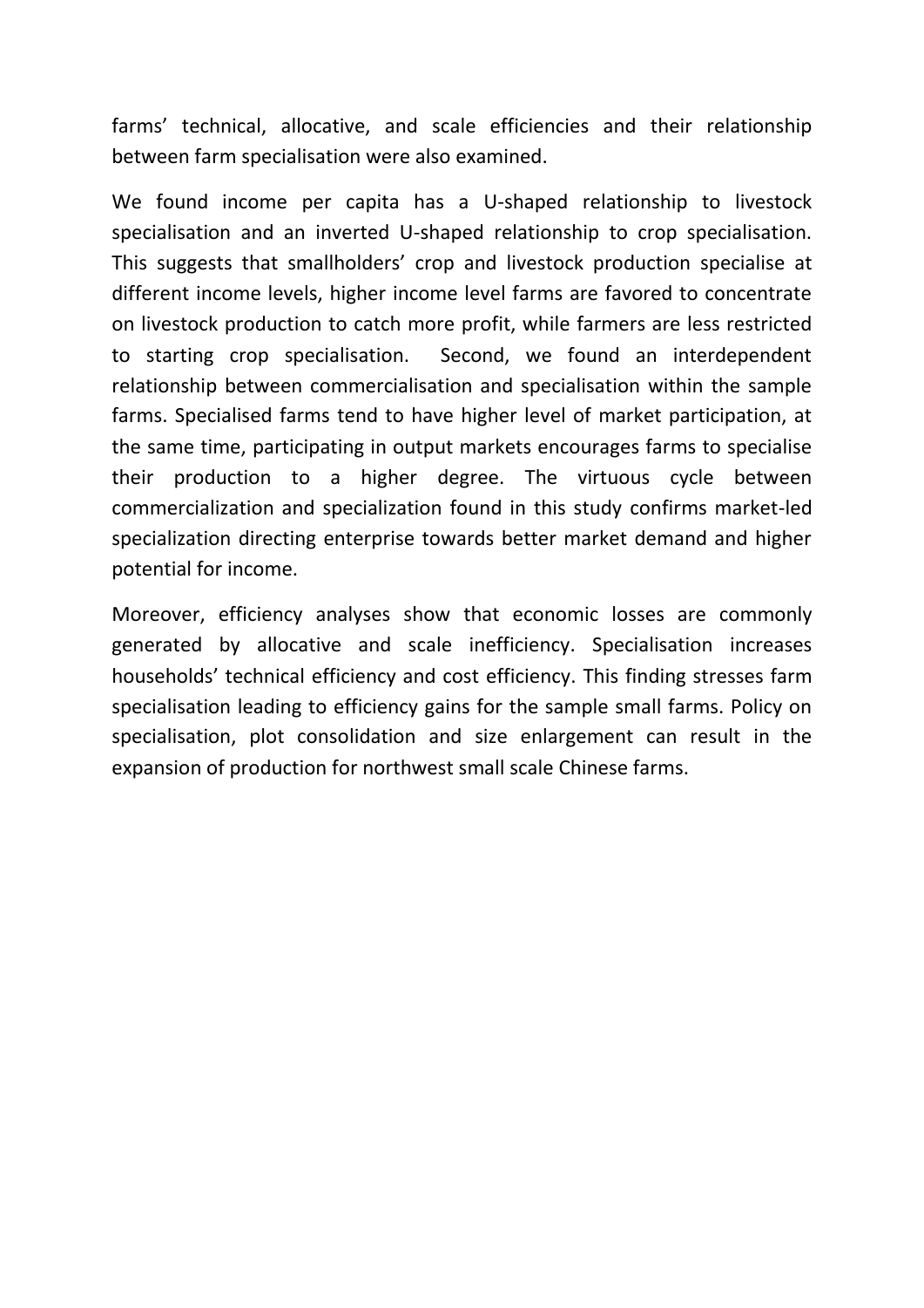farms' technical, allocative, and scale efficiencies and their relationship between farm specialisation were also examined.

We found income per capita has a U-shaped relationship to livestock specialisation and an inverted U-shaped relationship to crop specialisation. This suggests that smallholders' crop and livestock production specialise at different income levels, higher income level farms are favored to concentrate on livestock production to catch more profit, while farmers are less restricted to starting crop specialisation. Second, we found an interdependent relationship between commercialisation and specialisation within the sample farms. Specialised farms tend to have higher level of market participation, at the same time, participating in output markets encourages farms to specialise their production to a higher degree. The virtuous cycle between commercialization and specialization found in this study confirms market-led specialization directing enterprise towards better market demand and higher potential for income.

Moreover, efficiency analyses show that economic losses are commonly generated by allocative and scale inefficiency. Specialisation increases households' technical efficiency and cost efficiency. This finding stresses farm specialisation leading to efficiency gains for the sample small farms. Policy on specialisation, plot consolidation and size enlargement can result in the expansion of production for northwest small scale Chinese farms.